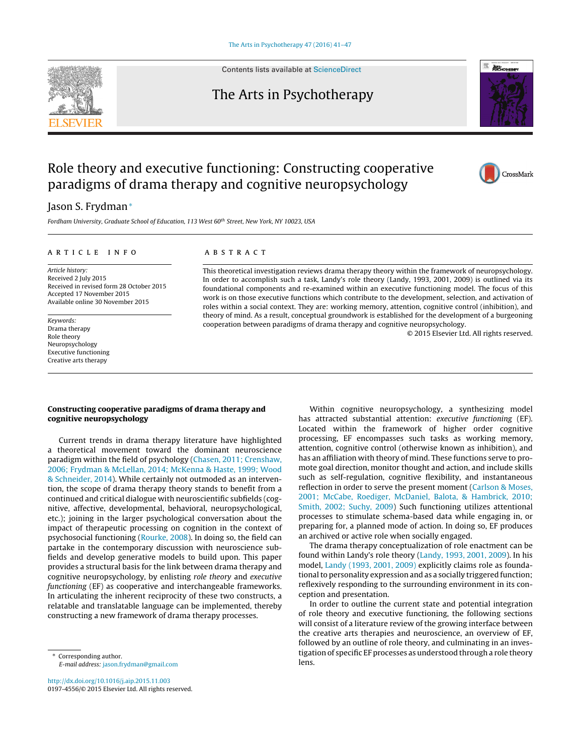# Role theory and executive functioning: Constructing cooperative paradigms of drama therapy and cognitive neuropsychology

Jason S. Frydman *

*Fordham University, Graduate School of Education, 113 West 60th Street, New York, NY 10023, USA*

**ARTICLE INFO**

*Article history:*
Received 2 July 2015
Received in revised form 28 October 2015
Accepted 17 November 2015
Available online 30 November 2015

*Keywords:*
Drama therapy
Role theory
Neuropsychology
Executive functioning
Creative arts therapy

**ABSTRACT**

This theoretical investigation reviews drama therapy theory within the framework of neuropsychology. In order to accomplish such a task, Landy's role theory (Landy, 1993, 2001, 2009) is outlined via its foundational components and re-examined within an executive functioning model. The focus of this work is on those executive functions which contribute to the development, selection, and activation of roles within a social context. They are: working memory, attention, cognitive control (inhibition), and theory of mind. As a result, conceptual groundwork is established for the development of a burgeoning cooperation between paradigms of drama therapy and cognitive neuropsychology.

© 2015 Elsevier Ltd. All rights reserved.

## Constructing cooperative paradigms of drama therapy and cognitive neuropsychology

Current trends in drama therapy literature have highlighted a theoretical movement toward the dominant neuroscience paradigm within the field of psychology (Chasen, 2011; Crenshaw, 2006; Frydman & McLellan, 2014; McKenna & Haste, 1999; Wood & Schneider, 2014). While certainly not outmoded as an intervention, the scope of drama therapy theory stands to benefit from a continued and critical dialogue with neuroscientific subfields (cognitive, affective, developmental, behavioral, neuropsychological, etc.); joining in the larger psychological conversation about the impact of therapeutic processing on cognition in the context of psychosocial functioning (Rourke, 2008). In doing so, the field can partake in the contemporary discussion with neuroscience subfields and develop generative models to build upon. This paper provides a structural basis for the link between drama therapy and cognitive neuropsychology, by enlisting *role theory* and *executive functioning* (EF) as cooperative and interchangeable frameworks. In articulating the inherent reciprocity of these two constructs, a relatable and translatable language can be implemented, thereby constructing a new framework of drama therapy processes.

Within cognitive neuropsychology, a synthesizing model has attracted substantial attention: *executive functioning* (EF). Located within the framework of higher order cognitive processing, EF encompasses such tasks as working memory, attention, cognitive control (otherwise known as inhibition), and has an affiliation with theory of mind. These functions serve to promote goal direction, monitor thought and action, and include skills such as self-regulation, cognitive flexibility, and instantaneous reflection in order to serve the present moment (Carlson & Moses, 2001; McCabe, Roediger, McDaniel, Balota, & Hambrick, 2010; Smith, 2002; Suchy, 2009) Such functioning utilizes attentional processes to stimulate schema-based data while engaging in, or preparing for, a planned mode of action. In doing so, EF produces an archived or active role when socially engaged.

The drama therapy conceptualization of role enactment can be found within Landy's role theory (Landy, 1993, 2001, 2009). In his model, Landy (1993, 2001, 2009) explicitly claims role as foundational to personality expression and as a socially triggered function; reflexively responding to the surrounding environment in its conception and presentation.

In order to outline the current state and potential integration of role theory and executive functioning, the following sections will consist of a literature review of the growing interface between the creative arts therapies and neuroscience, an overview of EF, followed by an outline of role theory, and culminating in an investigation of specific EF processes as understood through a role theory lens.

* Corresponding author.
*E-mail address:* jason.frydman@gmail.com

http://dx.doi.org/10.1016/j.aip.2015.11.003
0197-4556/© 2015 Elsevier Ltd. All rights reserved.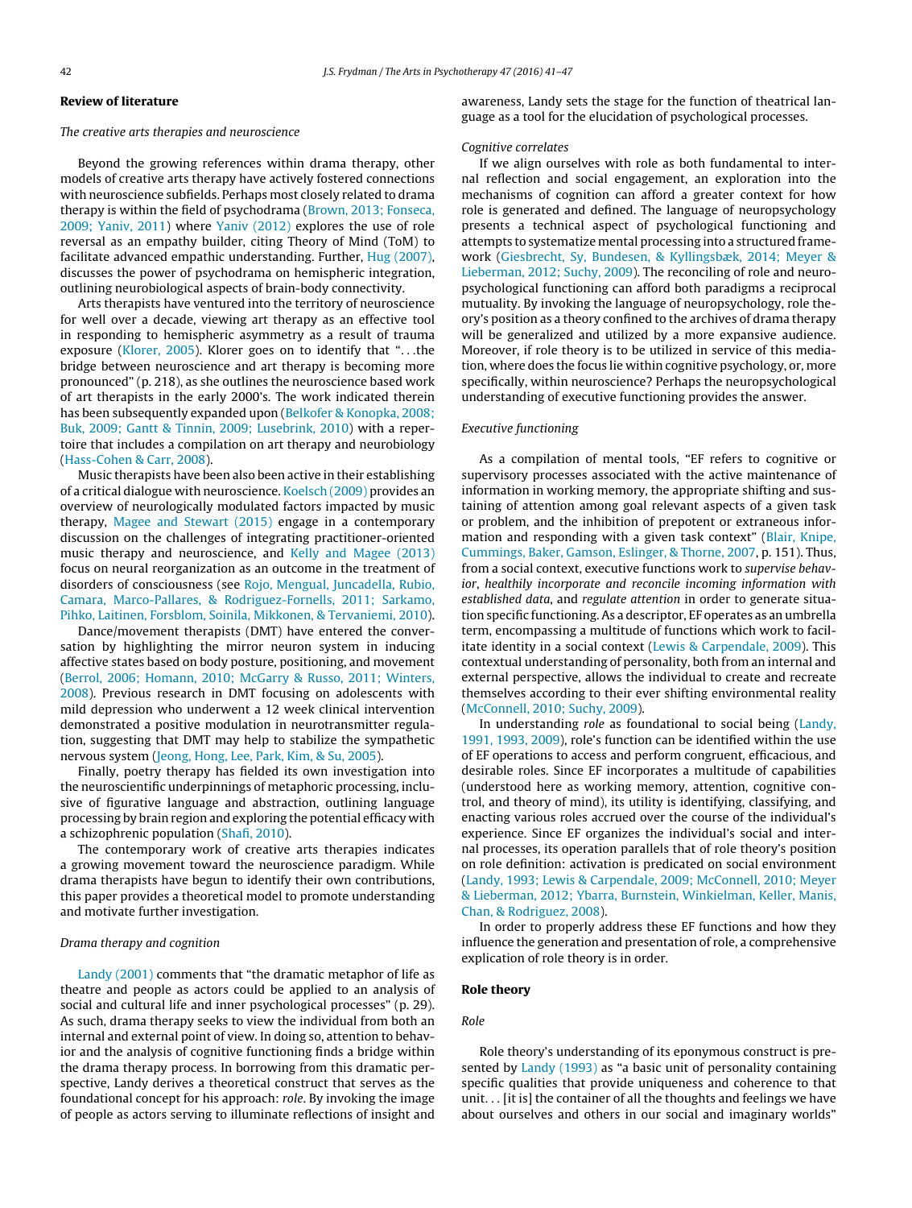## Review of literature

### *The creative arts therapies and neuroscience*

Beyond the growing references within drama therapy, other models of creative arts therapy have actively fostered connections with neuroscience subfields. Perhaps most closely related to drama therapy is within the field of psychodrama (Brown, 2013; Fonseca, 2009; Yaniv, 2011) where Yaniv (2012) explores the use of role reversal as an empathy builder, citing Theory of Mind (ToM) to facilitate advanced empathic understanding. Further, Hug (2007), discusses the power of psychodrama on hemispheric integration, outlining neurobiological aspects of brain-body connectivity.

Arts therapists have ventured into the territory of neuroscience for well over a decade, viewing art therapy as an effective tool in responding to hemispheric asymmetry as a result of trauma exposure (Klorer, 2005). Klorer goes on to identify that "...the bridge between neuroscience and art therapy is becoming more pronounced" (p. 218), as she outlines the neuroscience based work of art therapists in the early 2000's. The work indicated therein has been subsequently expanded upon (Belkofer & Konopka, 2008; Buk, 2009; Gantt & Tinnin, 2009; Lusebrink, 2010) with a repertoire that includes a compilation on art therapy and neurobiology (Hass-Cohen & Carr, 2008).

Music therapists have been also been active in their establishing of a critical dialogue with neuroscience. Koelsch (2009) provides an overview of neurologically modulated factors impacted by music therapy, Magee and Stewart (2015) engage in a contemporary discussion on the challenges of integrating practitioner-oriented music therapy and neuroscience, and Kelly and Magee (2013) focus on neural reorganization as an outcome in the treatment of disorders of consciousness (see Rojo, Mengual, Juncadella, Rubio, Camara, Marco-Pallares, & Rodriguez-Fornells, 2011; Sarkamo, Pihko, Laitinen, Forsblom, Soinila, Mikkonen, & Tervaniemi, 2010).

Dance/movement therapists (DMT) have entered the conversation by highlighting the mirror neuron system in inducing affective states based on body posture, positioning, and movement (Berrol, 2006; Homann, 2010; McGarry & Russo, 2011; Winters, 2008). Previous research in DMT focusing on adolescents with mild depression who underwent a 12 week clinical intervention demonstrated a positive modulation in neurotransmitter regulation, suggesting that DMT may help to stabilize the sympathetic nervous system (Jeong, Hong, Lee, Park, Kim, & Su, 2005).

Finally, poetry therapy has fielded its own investigation into the neuroscientific underpinnings of metaphoric processing, inclusive of figurative language and abstraction, outlining language processing by brain region and exploring the potential efficacy with a schizophrenic population (Shafi, 2010).

The contemporary work of creative arts therapies indicates a growing movement toward the neuroscience paradigm. While drama therapists have begun to identify their own contributions, this paper provides a theoretical model to promote understanding and motivate further investigation.

### *Drama therapy and cognition*

Landy (2001) comments that "the dramatic metaphor of life as theatre and people as actors could be applied to an analysis of social and cultural life and inner psychological processes" (p. 29). As such, drama therapy seeks to view the individual from both an internal and external point of view. In doing so, attention to behavior and the analysis of cognitive functioning finds a bridge within the drama therapy process. In borrowing from this dramatic perspective, Landy derives a theoretical construct that serves as the foundational concept for his approach: *role*. By invoking the image of people as actors serving to illuminate reflections of insight and awareness, Landy sets the stage for the function of theatrical language as a tool for the elucidation of psychological processes.

### *Cognitive correlates*

If we align ourselves with role as both fundamental to internal reflection and social engagement, an exploration into the mechanisms of cognition can afford a greater context for how role is generated and defined. The language of neuropsychology presents a technical aspect of psychological functioning and attempts to systematize mental processing into a structured framework (Giesbrecht, Sy, Bundesen, & Kyllingsbæk, 2014; Meyer & Lieberman, 2012; Suchy, 2009). The reconciling of role and neuropsychological functioning can afford both paradigms a reciprocal mutuality. By invoking the language of neuropsychology, role theory's position as a theory confined to the archives of drama therapy will be generalized and utilized by a more expansive audience. Moreover, if role theory is to be utilized in service of this mediation, where does the focus lie within cognitive psychology, or, more specifically, within neuroscience? Perhaps the neuropsychological understanding of executive functioning provides the answer.

### *Executive functioning*

As a compilation of mental tools, "EF refers to cognitive or supervisory processes associated with the active maintenance of information in working memory, the appropriate shifting and sustaining of attention among goal relevant aspects of a given task or problem, and the inhibition of prepotent or extraneous information and responding with a given task context" (Blair, Knipe, Cummings, Baker, Gamson, Eslinger, & Thorne, 2007, p. 151). Thus, from a social context, executive functions work to *supervise behavior*, *healthily incorporate and reconcile incoming information with established data*, and *regulate attention* in order to generate situation specific functioning. As a descriptor, EF operates as an umbrella term, encompassing a multitude of functions which work to facilitate identity in a social context (Lewis & Carpendale, 2009). This contextual understanding of personality, both from an internal and external perspective, allows the individual to create and recreate themselves according to their ever shifting environmental reality (McConnell, 2010; Suchy, 2009).

In understanding *role* as foundational to social being (Landy, 1991, 1993, 2009), role's function can be identified within the use of EF operations to access and perform congruent, efficacious, and desirable roles. Since EF incorporates a multitude of capabilities (understood here as working memory, attention, cognitive control, and theory of mind), its utility is identifying, classifying, and enacting various roles accrued over the course of the individual's experience. Since EF organizes the individual's social and internal processes, its operation parallels that of role theory's position on role definition: activation is predicated on social environment (Landy, 1993; Lewis & Carpendale, 2009; McConnell, 2010; Meyer & Lieberman, 2012; Ybarra, Burnstein, Winkielman, Keller, Manis, Chan, & Rodriguez, 2008).

In order to properly address these EF functions and how they influence the generation and presentation of role, a comprehensive explication of role theory is in order.

## Role theory

### *Role*

Role theory's understanding of its eponymous construct is presented by Landy (1993) as "a basic unit of personality containing specific qualities that provide uniqueness and coherence to that unit... [it is] the container of all the thoughts and feelings we have about ourselves and others in our social and imaginary worlds"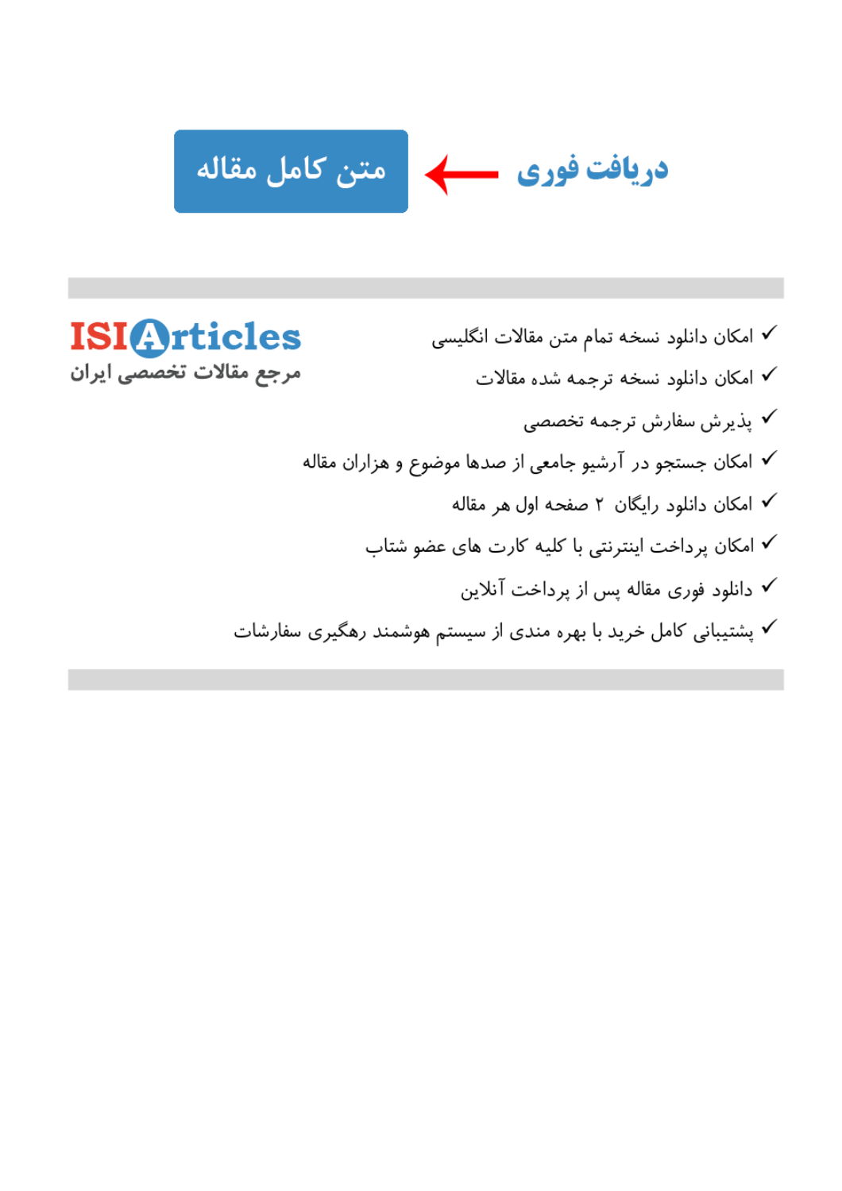دریافت فوری ← **متن کامل مقاله**

**ISIArticles**
مرجع مقالات تخصصی ایران

- ✓ امکان دانلود نسخه تمام متن مقالات انگلیسی
- ✓ امکان دانلود نسخه ترجمه شده مقالات
- ✓ پذیرش سفارش ترجمه تخصصی
- ✓ امکان جستجو در آرشیو جامعی از صدها موضوع و هزاران مقاله
- ✓ امکان دانلود رایگان ۲ صفحه اول هر مقاله
- ✓ امکان پرداخت اینترنتی با کلیه کارت های عضو شتاب
- ✓ دانلود فوری مقاله پس از پرداخت آنلاین
- ✓ پشتیبانی کامل خرید با بهره مندی از سیستم هوشمند رهگیری سفارشات